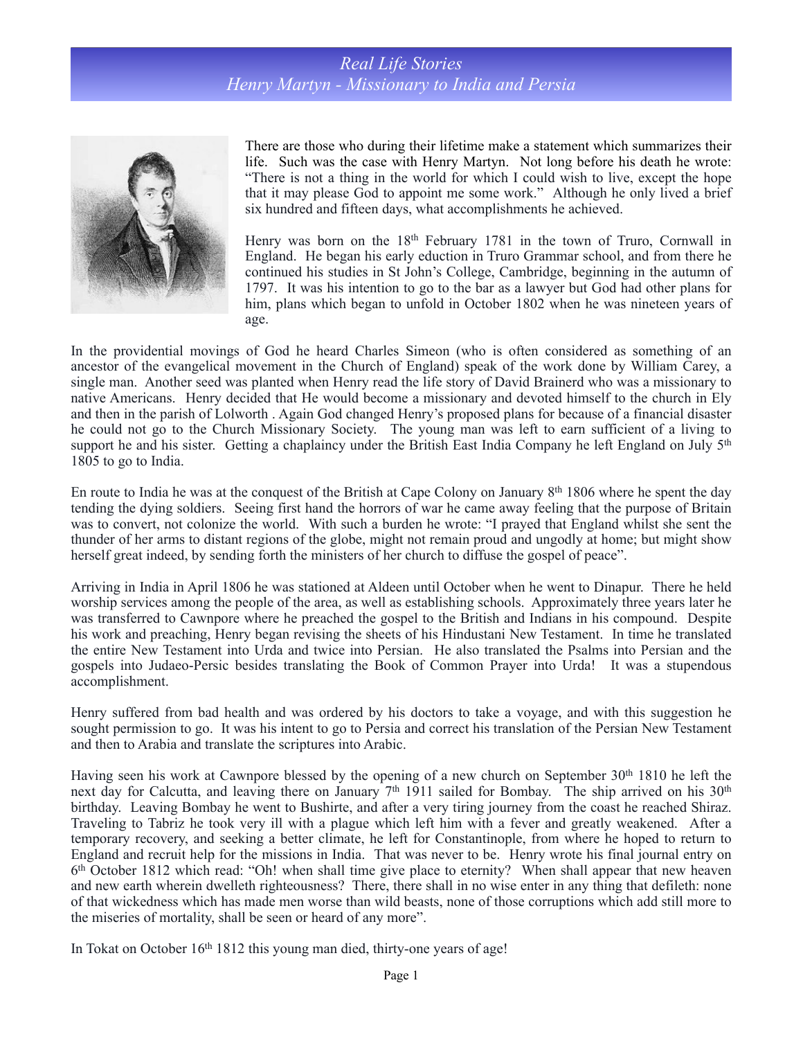# Real Life Stories
## Henry Martyn - Missionary to India and Persia

There are those who during their lifetime make a statement which summarizes their life. Such was the case with Henry Martyn. Not long before his death he wrote: "There is not a thing in the world for which I could wish to live, except the hope that it may please God to appoint me some work." Although he only lived a brief six hundred and fifteen days, what accomplishments he achieved.

Henry was born on the 18th February 1781 in the town of Truro, Cornwall in England. He began his early eduction in Truro Grammar school, and from there he continued his studies in St John's College, Cambridge, beginning in the autumn of 1797. It was his intention to go to the bar as a lawyer but God had other plans for him, plans which began to unfold in October 1802 when he was nineteen years of age.

In the providential movings of God he heard Charles Simeon (who is often considered as something of an ancestor of the evangelical movement in the Church of England) speak of the work done by William Carey, a single man. Another seed was planted when Henry read the life story of David Brainerd who was a missionary to native Americans. Henry decided that He would become a missionary and devoted himself to the church in Ely and then in the parish of Lolworth . Again God changed Henry's proposed plans for because of a financial disaster he could not go to the Church Missionary Society. The young man was left to earn sufficient of a living to support he and his sister. Getting a chaplaincy under the British East India Company he left England on July 5th 1805 to go to India.

En route to India he was at the conquest of the British at Cape Colony on January 8th 1806 where he spent the day tending the dying soldiers. Seeing first hand the horrors of war he came away feeling that the purpose of Britain was to convert, not colonize the world. With such a burden he wrote: "I prayed that England whilst she sent the thunder of her arms to distant regions of the globe, might not remain proud and ungodly at home; but might show herself great indeed, by sending forth the ministers of her church to diffuse the gospel of peace".

Arriving in India in April 1806 he was stationed at Aldeen until October when he went to Dinapur. There he held worship services among the people of the area, as well as establishing schools. Approximately three years later he was transferred to Cawnpore where he preached the gospel to the British and Indians in his compound. Despite his work and preaching, Henry began revising the sheets of his Hindustani New Testament. In time he translated the entire New Testament into Urda and twice into Persian. He also translated the Psalms into Persian and the gospels into Judaeo-Persic besides translating the Book of Common Prayer into Urda! It was a stupendous accomplishment.

Henry suffered from bad health and was ordered by his doctors to take a voyage, and with this suggestion he sought permission to go. It was his intent to go to Persia and correct his translation of the Persian New Testament and then to Arabia and translate the scriptures into Arabic.

Having seen his work at Cawnpore blessed by the opening of a new church on September 30th 1810 he left the next day for Calcutta, and leaving there on January 7th 1911 sailed for Bombay. The ship arrived on his 30th birthday. Leaving Bombay he went to Bushirte, and after a very tiring journey from the coast he reached Shiraz. Traveling to Tabriz he took very ill with a plague which left him with a fever and greatly weakened. After a temporary recovery, and seeking a better climate, he left for Constantinople, from where he hoped to return to England and recruit help for the missions in India. That was never to be. Henry wrote his final journal entry on 6th October 1812 which read: "Oh! when shall time give place to eternity? When shall appear that new heaven and new earth wherein dwelleth righteousness? There, there shall in no wise enter in any thing that defileth: none of that wickedness which has made men worse than wild beasts, none of those corruptions which add still more to the miseries of mortality, shall be seen or heard of any more".

In Tokat on October 16th 1812 this young man died, thirty-one years of age!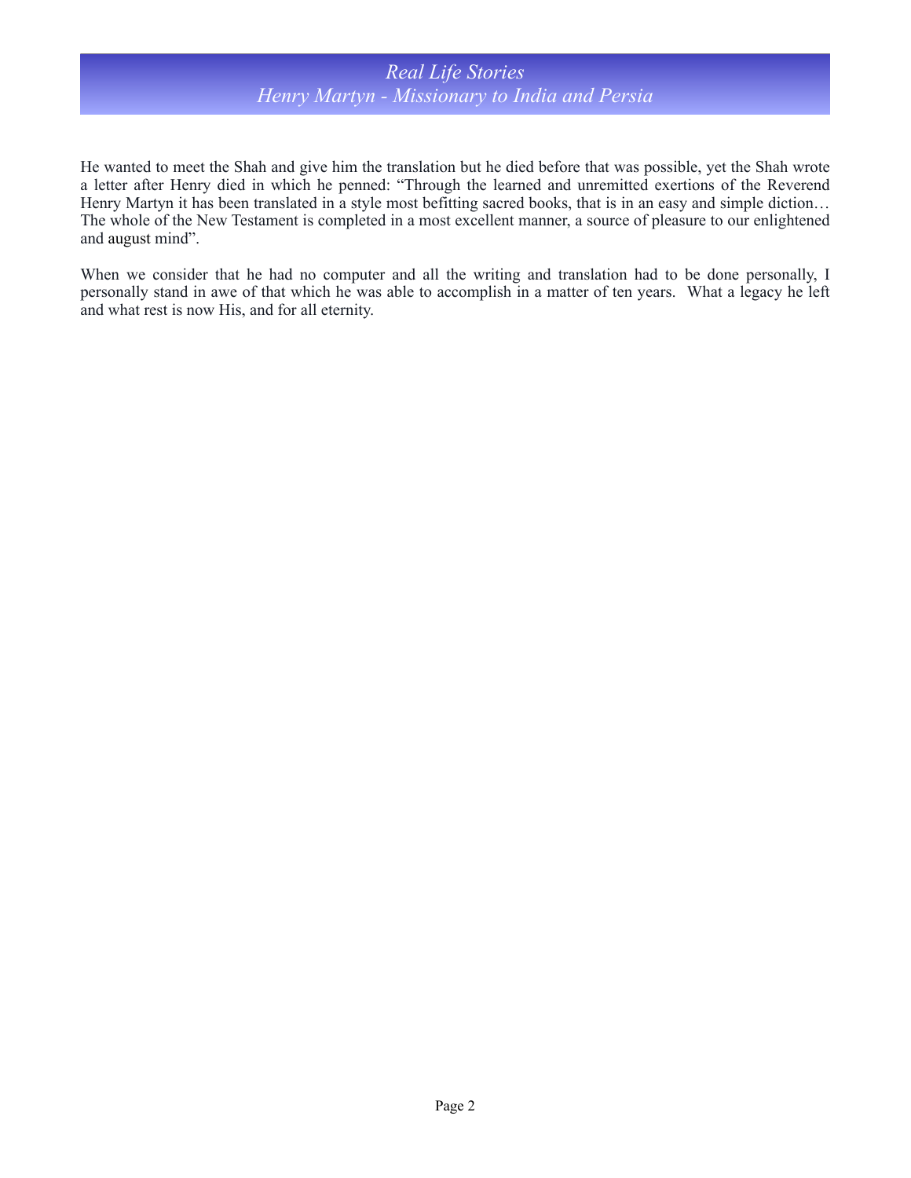He wanted to meet the Shah and give him the translation but he died before that was possible, yet the Shah wrote a letter after Henry died in which he penned: "Through the learned and unremitted exertions of the Reverend Henry Martyn it has been translated in a style most befitting sacred books, that is in an easy and simple diction… The whole of the New Testament is completed in a most excellent manner, a source of pleasure to our enlightened and august mind".

When we consider that he had no computer and all the writing and translation had to be done personally, I personally stand in awe of that which he was able to accomplish in a matter of ten years. What a legacy he left and what rest is now His, and for all eternity.